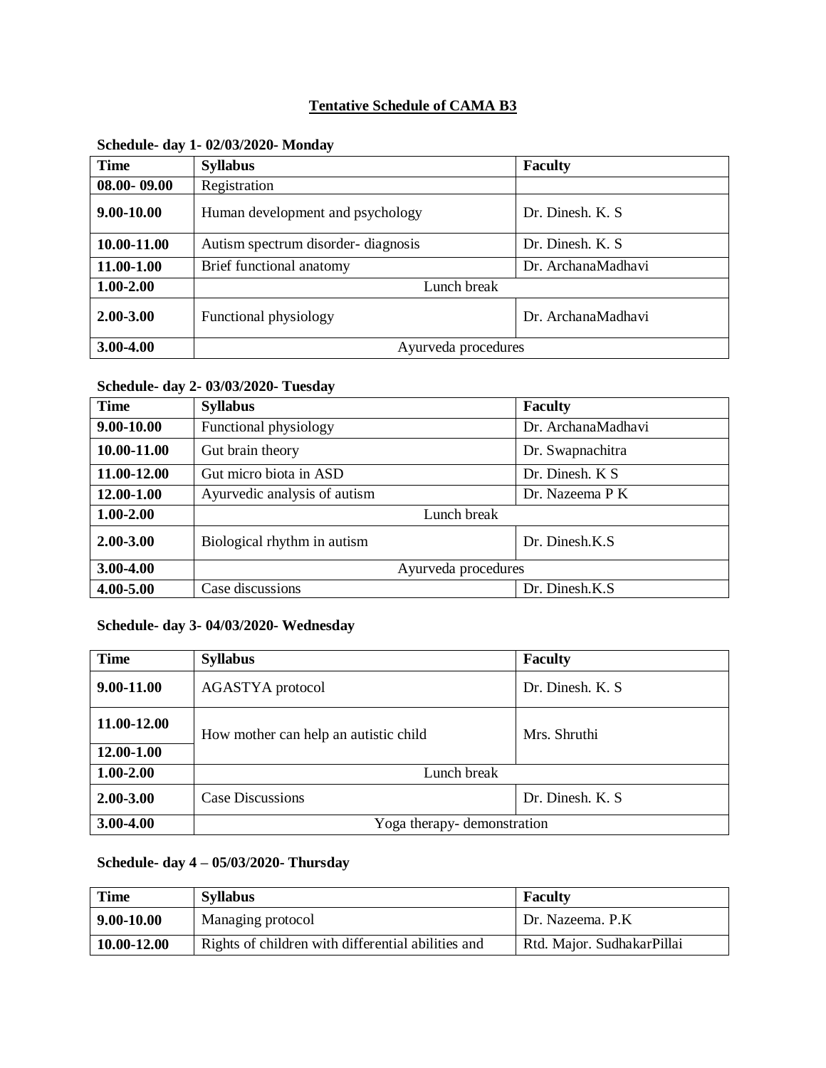# Tentative Schedule of CAMA B3

### Schedule- day 1- 02/03/2020- Monday

| Time | Syllabus | Faculty |
|---|---|---|
| 08.00- 09.00 | Registration | |
| 9.00-10.00 | Human development and psychology | Dr. Dinesh. K. S |
| 10.00-11.00 | Autism spectrum disorder- diagnosis | Dr. Dinesh. K. S |
| 11.00-1.00 | Brief functional anatomy | Dr. ArchanaMadhavi |
| 1.00-2.00 | Lunch break | |
| 2.00-3.00 | Functional physiology | Dr. ArchanaMadhavi |
| 3.00-4.00 | Ayurveda procedures | |

### Schedule- day 2- 03/03/2020- Tuesday

| Time | Syllabus | Faculty |
|---|---|---|
| 9.00-10.00 | Functional physiology | Dr. ArchanaMadhavi |
| 10.00-11.00 | Gut brain theory | Dr. Swapnachitra |
| 11.00-12.00 | Gut micro biota in ASD | Dr. Dinesh. K S |
| 12.00-1.00 | Ayurvedic analysis of autism | Dr. Nazeema P K |
| 1.00-2.00 | Lunch break | |
| 2.00-3.00 | Biological rhythm in autism | Dr. Dinesh.K.S |
| 3.00-4.00 | Ayurveda procedures | |
| 4.00-5.00 | Case discussions | Dr. Dinesh.K.S |

### Schedule- day 3- 04/03/2020- Wednesday

| Time | Syllabus | Faculty |
|---|---|---|
| 9.00-11.00 | AGASTYA protocol | Dr. Dinesh. K. S |
| 11.00-12.00 | How mother can help an autistic child | Mrs. Shruthi |
| 12.00-1.00 | | |
| 1.00-2.00 | Lunch break | |
| 2.00-3.00 | Case Discussions | Dr. Dinesh. K. S |
| 3.00-4.00 | Yoga therapy- demonstration | |

### Schedule- day 4 – 05/03/2020- Thursday

| Time | Syllabus | Faculty |
|---|---|---|
| 9.00-10.00 | Managing protocol | Dr. Nazeema. P.K |
| 10.00-12.00 | Rights of children with differential abilities and | Rtd. Major. SudhakarPillai |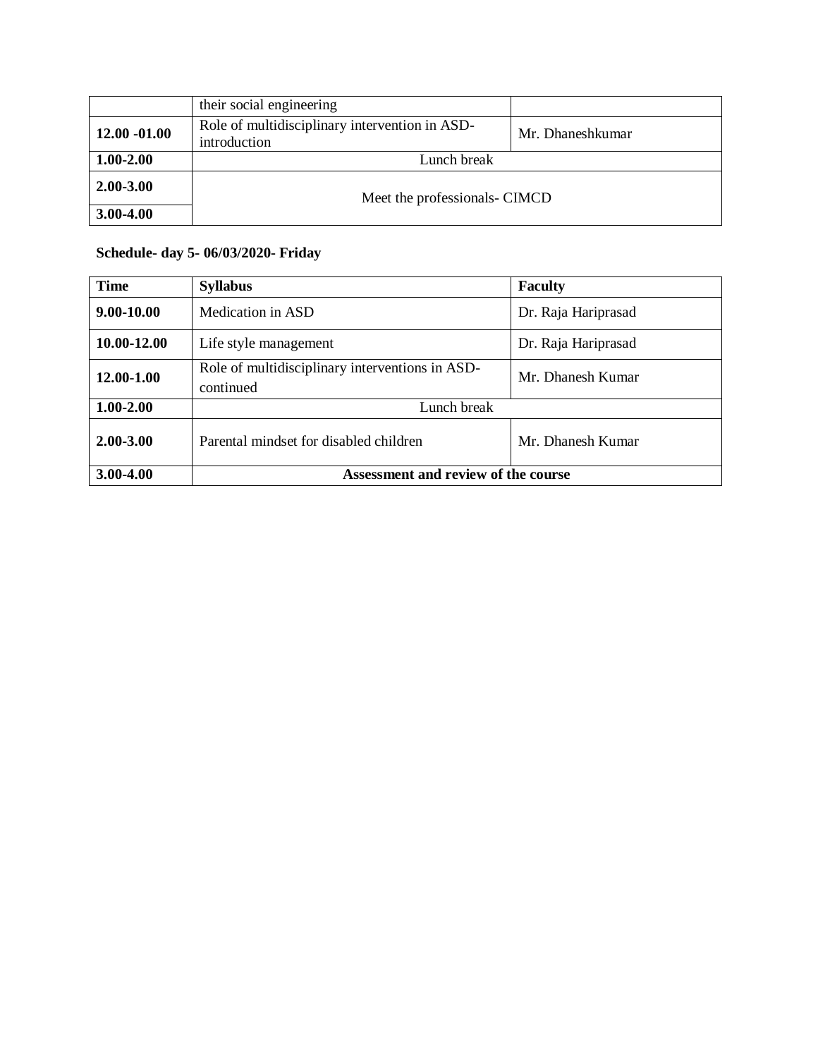| | | |
|---|---|---|
| | their social engineering | |
| **12.00 -01.00** | Role of multidisciplinary intervention in ASD- introduction | Mr. Dhaneshkumar |
| **1.00-2.00** | Lunch break | |
| **2.00-3.00** | Meet the professionals- CIMCD | |
| **3.00-4.00** | | |

**Schedule- day 5- 06/03/2020- Friday**

| **Time** | **Syllabus** | **Faculty** |
|---|---|---|
| **9.00-10.00** | Medication in ASD | Dr. Raja Hariprasad |
| **10.00-12.00** | Life style management | Dr. Raja Hariprasad |
| **12.00-1.00** | Role of multidisciplinary interventions in ASD- continued | Mr. Dhanesh Kumar |
| **1.00-2.00** | Lunch break | |
| **2.00-3.00** | Parental mindset for disabled children | Mr. Dhanesh Kumar |
| **3.00-4.00** | **Assessment and review of the course** | |